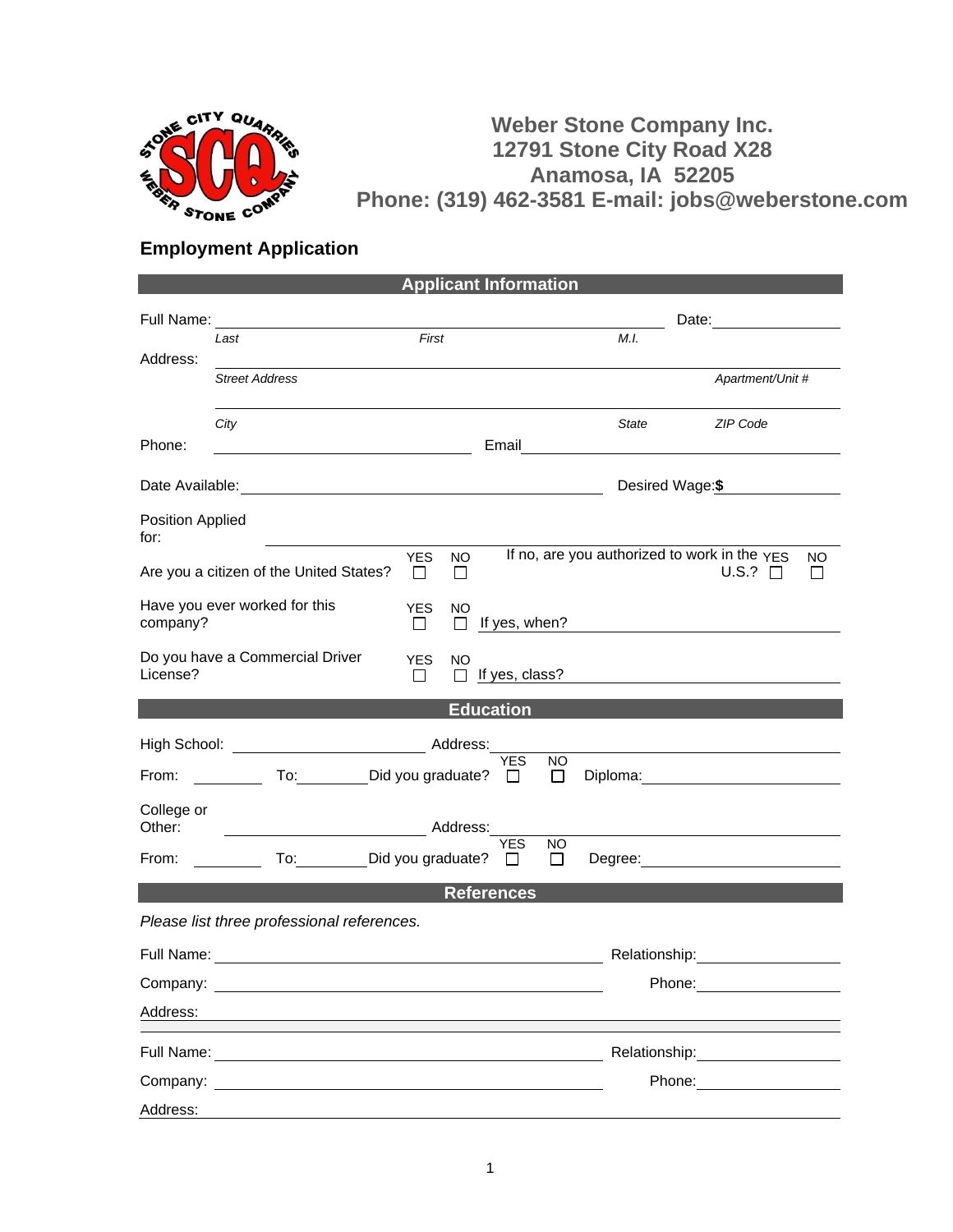**Weber Stone Company Inc.**
**12791 Stone City Road X28**
**Anamosa, IA 52205**
**Phone: (319) 462-3581 E-mail: jobs@weberstone.com**

## Employment Application

### Applicant Information

Full Name: ______________________________________________ Date: ______________

*Last* *First* *M.I.*

Address: ______________________________________________________________

*Street Address* *Apartment/Unit #*

______________________________________________________________

*City* *State* *ZIP Code*

Phone: ________________________ Email ________________________________

Date Available: ________________________________ Desired Wage: **$** ____________

Position Applied for: ______________________________________________

Are you a citizen of the United States? YES ☐ NO ☐ If no, are you authorized to work in the U.S.? YES ☐ NO ☐

Have you ever worked for this company? YES ☐ NO ☐ If yes, when? ________________________

Do you have a Commercial Driver License? YES ☐ NO ☐ If yes, class? ________________________

### Education

High School: ____________________ Address: ________________________________

From: ________ To: ________ Did you graduate? YES ☐ NO ☐ Diploma: ____________________

College or Other: ____________________ Address: ________________________________

From: ________ To: ________ Did you graduate? YES ☐ NO ☐ Degree: ____________________

### References

*Please list three professional references.*

Full Name: ______________________________________ Relationship: ______________

Company: ______________________________________ Phone: ______________

Address: ______________________________________________________________

Full Name: ______________________________________ Relationship: ______________

Company: ______________________________________ Phone: ______________

Address: ______________________________________________________________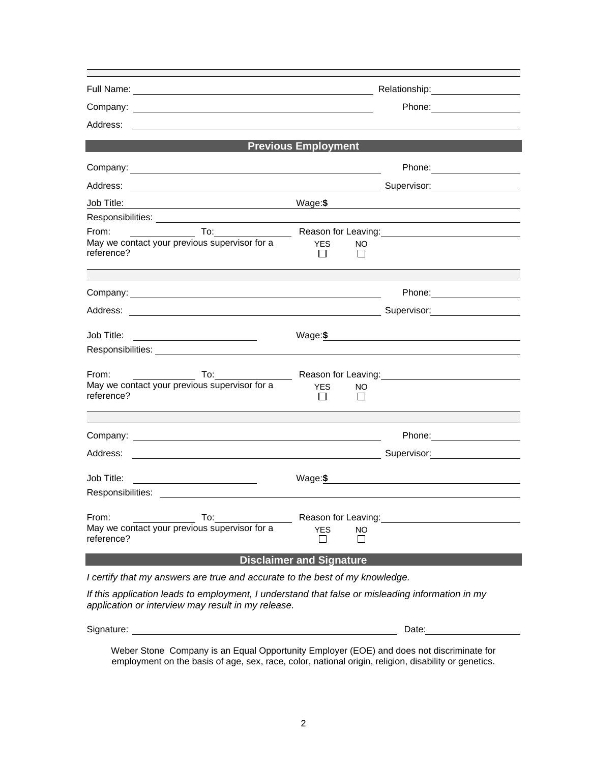Full Name: ______________________ Relationship: ______________

Company: ______________________ Phone: ______________

Address: ______________________

## Previous Employment

Company: ______________________ Phone: ______________

Address: ______________________ Supervisor: ______________

Job Title: ______________ Wage: **$** ______________

Responsibilities: ______________________

From: ________ To: ________ Reason for Leaving: ______________

May we contact your previous supervisor for a reference? YES ☐ NO ☐

---

Company: ______________________ Phone: ______________

Address: ______________________ Supervisor: ______________

Job Title: ______________ Wage: **$** ______________

Responsibilities: ______________________

From: ________ To: ________ Reason for Leaving: ______________

May we contact your previous supervisor for a reference? YES ☐ NO ☐

---

Company: ______________________ Phone: ______________

Address: ______________________ Supervisor: ______________

Job Title: ______________ Wage: **$** ______________

Responsibilities: ______________________

From: ________ To: ________ Reason for Leaving: ______________

May we contact your previous supervisor for a reference? YES ☐ NO ☐

## Disclaimer and Signature

*I certify that my answers are true and accurate to the best of my knowledge.*

*If this application leads to employment, I understand that false or misleading information in my application or interview may result in my release.*

Signature: ______________________ Date: ______________

Weber Stone Company is an Equal Opportunity Employer (EOE) and does not discriminate for employment on the basis of age, sex, race, color, national origin, religion, disability or genetics.